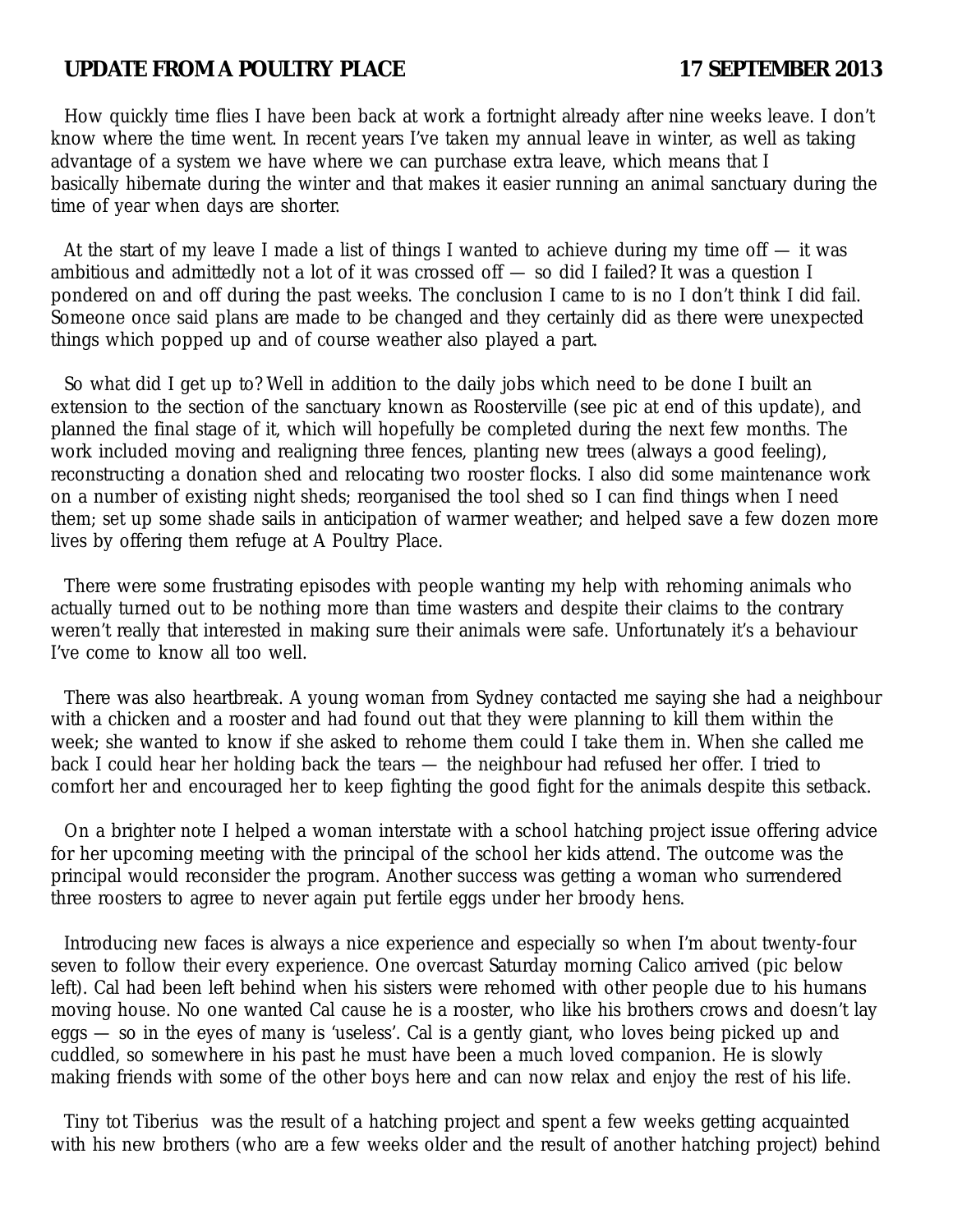**UPDATE FROM A POULTRY PLACE** **17 SEPTEMBER 2013**

How quickly time flies I have been back at work a fortnight already after nine weeks leave. I don't know where the time went. In recent years I've taken my annual leave in winter, as well as taking advantage of a system we have where we can purchase extra leave, which means that I basically hibernate during the winter and that makes it easier running an animal sanctuary during the time of year when days are shorter.

At the start of my leave I made a list of things I wanted to achieve during my time off — it was ambitious and admittedly not a lot of it was crossed off — so did I failed? It was a question I pondered on and off during the past weeks. The conclusion I came to is no I don't think I did fail. Someone once said plans are made to be changed and they certainly did as there were unexpected things which popped up and of course weather also played a part.

So what did I get up to? Well in addition to the daily jobs which need to be done I built an extension to the section of the sanctuary known as Roosterville (see pic at end of this update), and planned the final stage of it, which will hopefully be completed during the next few months. The work included moving and realigning three fences, planting new trees (always a good feeling), reconstructing a donation shed and relocating two rooster flocks. I also did some maintenance work on a number of existing night sheds; reorganised the tool shed so I can find things when I need them; set up some shade sails in anticipation of warmer weather; and helped save a few dozen more lives by offering them refuge at A Poultry Place.

There were some frustrating episodes with people wanting my help with rehoming animals who actually turned out to be nothing more than time wasters and despite their claims to the contrary weren't really that interested in making sure their animals were safe. Unfortunately it's a behaviour I've come to know all too well.

There was also heartbreak. A young woman from Sydney contacted me saying she had a neighbour with a chicken and a rooster and had found out that they were planning to kill them within the week; she wanted to know if she asked to rehome them could I take them in. When she called me back I could hear her holding back the tears — the neighbour had refused her offer. I tried to comfort her and encouraged her to keep fighting the good fight for the animals despite this setback.

On a brighter note I helped a woman interstate with a school hatching project issue offering advice for her upcoming meeting with the principal of the school her kids attend. The outcome was the principal would reconsider the program. Another success was getting a woman who surrendered three roosters to agree to never again put fertile eggs under her broody hens.

Introducing new faces is always a nice experience and especially so when I'm about twenty-four seven to follow their every experience. One overcast Saturday morning Calico arrived (pic below left). Cal had been left behind when his sisters were rehomed with other people due to his humans moving house. No one wanted Cal cause he is a rooster, who like his brothers crows and doesn't lay eggs — so in the eyes of many is 'useless'. Cal is a gently giant, who loves being picked up and cuddled, so somewhere in his past he must have been a much loved companion. He is slowly making friends with some of the other boys here and can now relax and enjoy the rest of his life.

Tiny tot Tiberius was the result of a hatching project and spent a few weeks getting acquainted with his new brothers (who are a few weeks older and the result of another hatching project) behind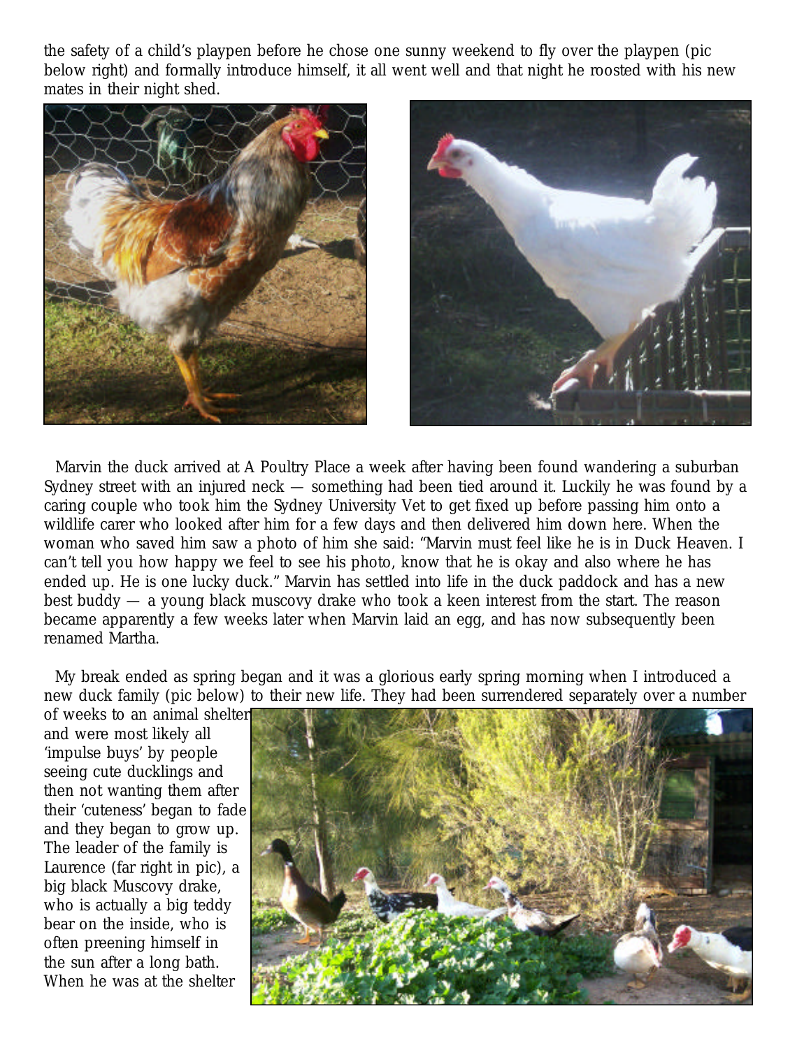the safety of a child's playpen before he chose one sunny weekend to fly over the playpen (pic below right) and formally introduce himself, it all went well and that night he roosted with his new mates in their night shed.

Marvin the duck arrived at A Poultry Place a week after having been found wandering a suburban Sydney street with an injured neck — something had been tied around it. Luckily he was found by a caring couple who took him the Sydney University Vet to get fixed up before passing him onto a wildlife carer who looked after him for a few days and then delivered him down here. When the woman who saved him saw a photo of him she said: "Marvin must feel like he is in Duck Heaven. I can't tell you how happy we feel to see his photo, know that he is okay and also where he has ended up. He is one lucky duck." Marvin has settled into life in the duck paddock and has a new best buddy — a young black muscovy drake who took a keen interest from the start. The reason became apparently a few weeks later when Marvin laid an egg, and has now subsequently been renamed Martha.

My break ended as spring began and it was a glorious early spring morning when I introduced a new duck family (pic below) to their new life. They had been surrendered separately over a number of weeks to an animal shelter and were most likely all 'impulse buys' by people seeing cute ducklings and then not wanting them after their 'cuteness' began to fade and they began to grow up. The leader of the family is Laurence (far right in pic), a big black Muscovy drake, who is actually a big teddy bear on the inside, who is often preening himself in the sun after a long bath. When he was at the shelter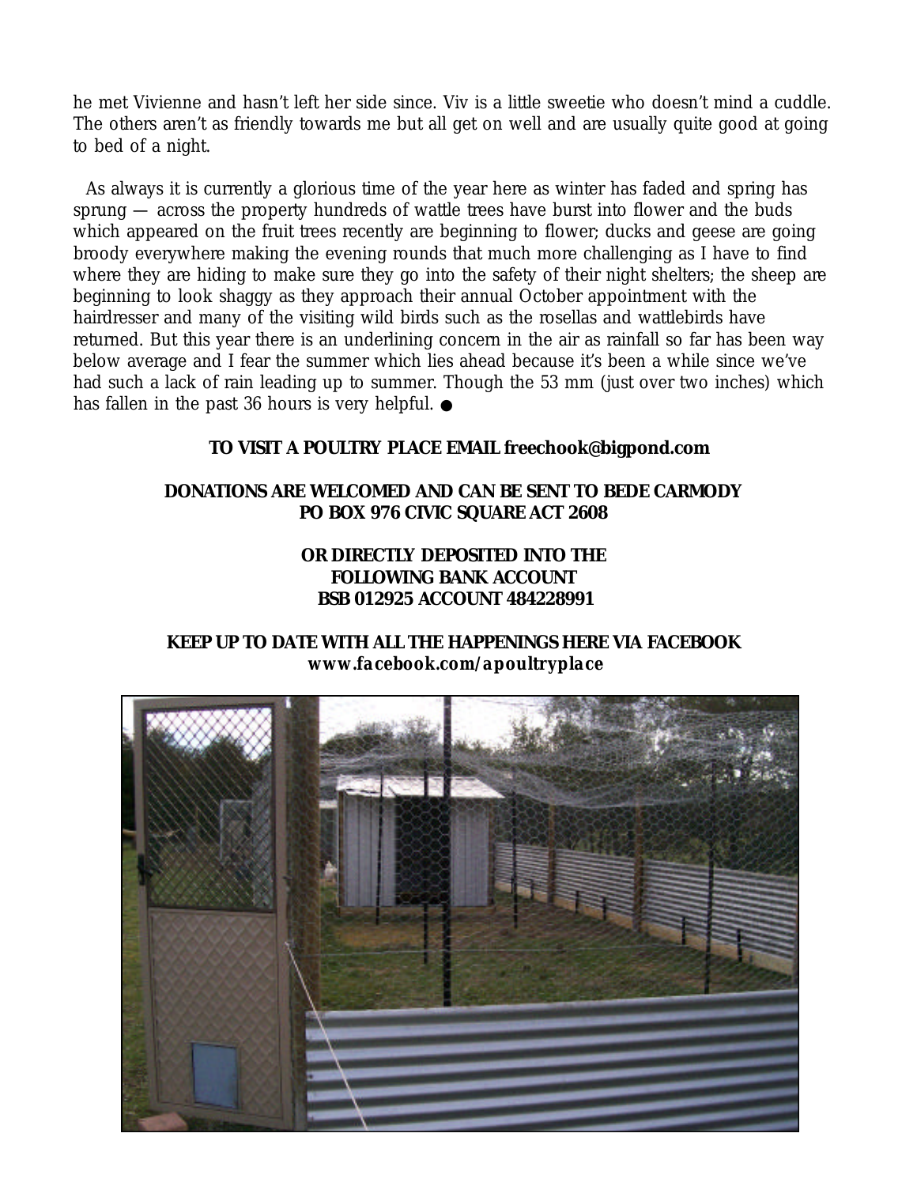he met Vivienne and hasn't left her side since. Viv is a little sweetie who doesn't mind a cuddle. The others aren't as friendly towards me but all get on well and are usually quite good at going to bed of a night.

As always it is currently a glorious time of the year here as winter has faded and spring has sprung — across the property hundreds of wattle trees have burst into flower and the buds which appeared on the fruit trees recently are beginning to flower; ducks and geese are going broody everywhere making the evening rounds that much more challenging as I have to find where they are hiding to make sure they go into the safety of their night shelters; the sheep are beginning to look shaggy as they approach their annual October appointment with the hairdresser and many of the visiting wild birds such as the rosellas and wattlebirds have returned. But this year there is an underlining concern in the air as rainfall so far has been way below average and I fear the summer which lies ahead because it's been a while since we've had such a lack of rain leading up to summer. Though the 53 mm (just over two inches) which has fallen in the past 36 hours is very helpful. ●

**TO VISIT A POULTRY PLACE EMAIL freechook@bigpond.com**

**DONATIONS ARE WELCOMED AND CAN BE SENT TO BEDE CARMODY**
**PO BOX 976 CIVIC SQUARE ACT 2608**

**OR DIRECTLY DEPOSITED INTO THE**
**FOLLOWING BANK ACCOUNT**
**BSB 012925 ACCOUNT 484228991**

**KEEP UP TO DATE WITH ALL THE HAPPENINGS HERE VIA FACEBOOK**
**www.facebook.com/apoultryplace**